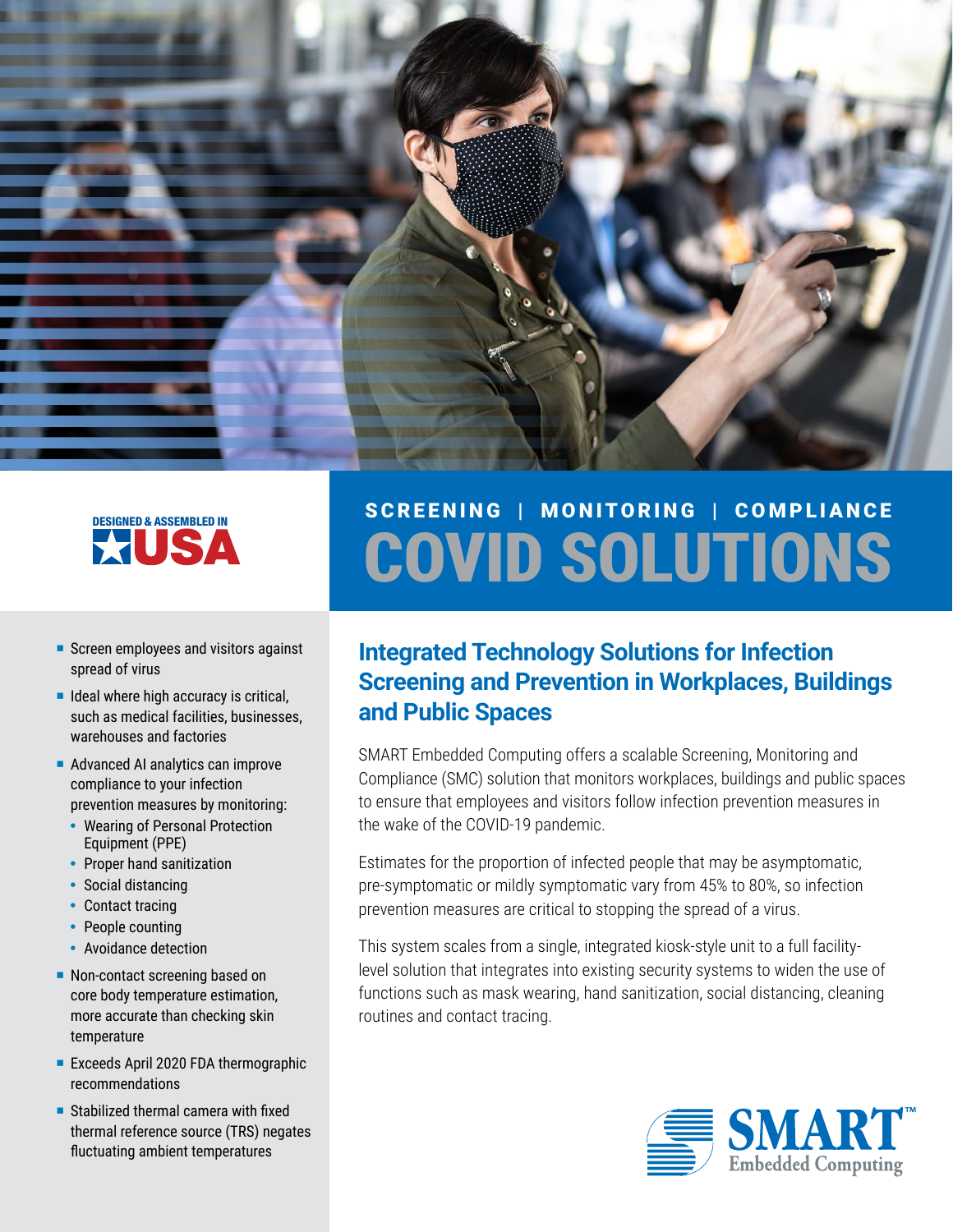DESIGNED & ASSEMBLED IN USA

SCREENING | MONITORING | COMPLIANCE

# COVID SOLUTIONS

## Integrated Technology Solutions for Infection Screening and Prevention in Workplaces, Buildings and Public Spaces

SMART Embedded Computing offers a scalable Screening, Monitoring and Compliance (SMC) solution that monitors workplaces, buildings and public spaces to ensure that employees and visitors follow infection prevention measures in the wake of the COVID-19 pandemic.

Estimates for the proportion of infected people that may be asymptomatic, pre-symptomatic or mildly symptomatic vary from 45% to 80%, so infection prevention measures are critical to stopping the spread of a virus.

This system scales from a single, integrated kiosk-style unit to a full facility-level solution that integrates into existing security systems to widen the use of functions such as mask wearing, hand sanitization, social distancing, cleaning routines and contact tracing.

- Screen employees and visitors against spread of virus
- Ideal where high accuracy is critical, such as medical facilities, businesses, warehouses and factories
- Advanced AI analytics can improve compliance to your infection prevention measures by monitoring:
  - Wearing of Personal Protection Equipment (PPE)
  - Proper hand sanitization
  - Social distancing
  - Contact tracing
  - People counting
  - Avoidance detection
- Non-contact screening based on core body temperature estimation, more accurate than checking skin temperature
- Exceeds April 2020 FDA thermographic recommendations
- Stabilized thermal camera with fixed thermal reference source (TRS) negates fluctuating ambient temperatures

SMART™ Embedded Computing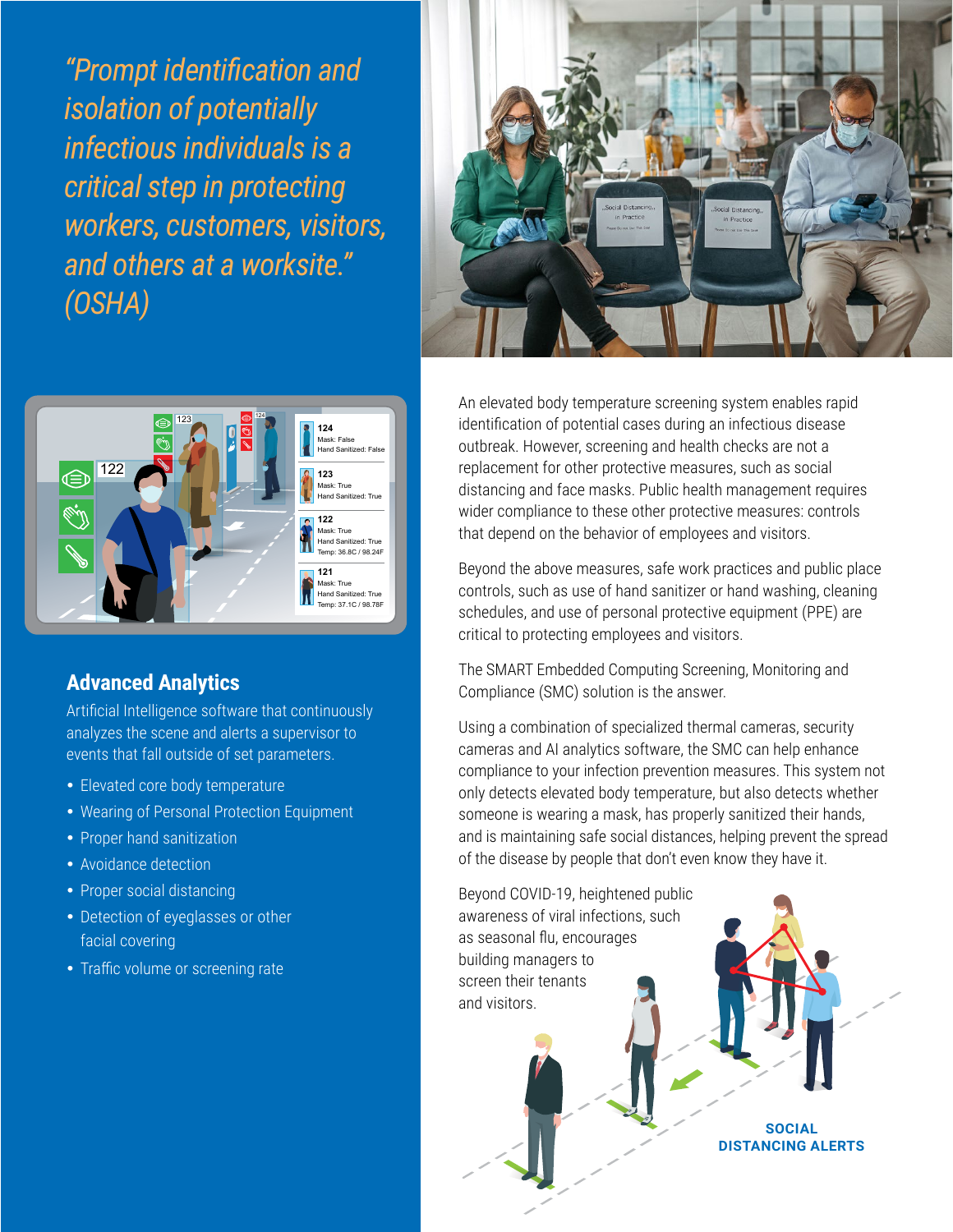*"Prompt identification and isolation of potentially infectious individuals is a critical step in protecting workers, customers, visitors, and others at a worksite." (OSHA)*

## Advanced Analytics

Artificial Intelligence software that continuously analyzes the scene and alerts a supervisor to events that fall outside of set parameters.

- Elevated core body temperature
- Wearing of Personal Protection Equipment
- Proper hand sanitization
- Avoidance detection
- Proper social distancing
- Detection of eyeglasses or other facial covering
- Traffic volume or screening rate

An elevated body temperature screening system enables rapid identification of potential cases during an infectious disease outbreak. However, screening and health checks are not a replacement for other protective measures, such as social distancing and face masks. Public health management requires wider compliance to these other protective measures: controls that depend on the behavior of employees and visitors.

Beyond the above measures, safe work practices and public place controls, such as use of hand sanitizer or hand washing, cleaning schedules, and use of personal protective equipment (PPE) are critical to protecting employees and visitors.

The SMART Embedded Computing Screening, Monitoring and Compliance (SMC) solution is the answer.

Using a combination of specialized thermal cameras, security cameras and AI analytics software, the SMC can help enhance compliance to your infection prevention measures. This system not only detects elevated body temperature, but also detects whether someone is wearing a mask, has properly sanitized their hands, and is maintaining safe social distances, helping prevent the spread of the disease by people that don't even know they have it.

Beyond COVID-19, heightened public awareness of viral infections, such as seasonal flu, encourages building managers to screen their tenants and visitors.

**SOCIAL DISTANCING ALERTS**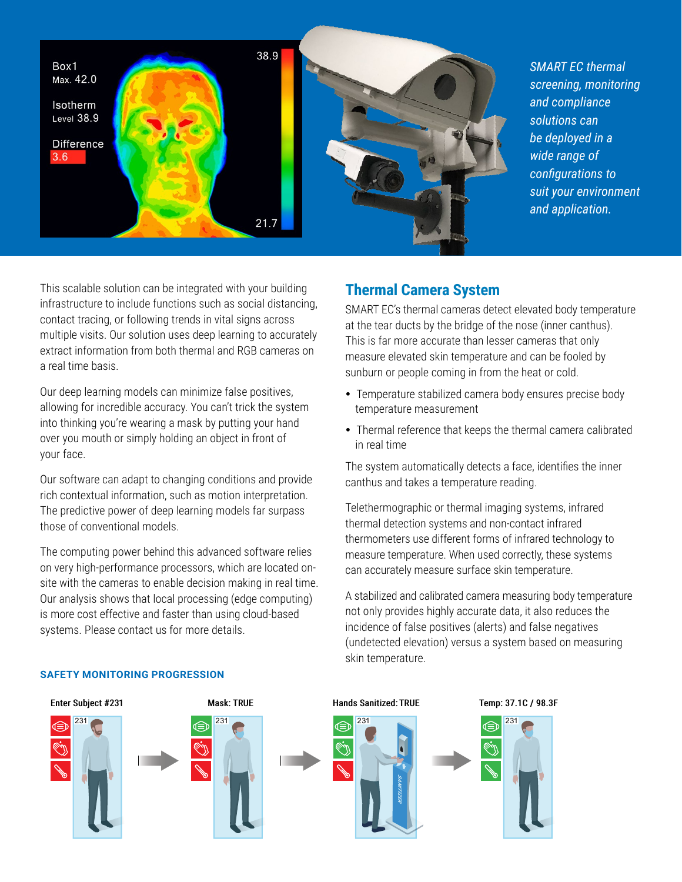*SMART EC thermal screening, monitoring and compliance solutions can be deployed in a wide range of configurations to suit your environment and application.*

This scalable solution can be integrated with your building infrastructure to include functions such as social distancing, contact tracing, or following trends in vital signs across multiple visits. Our solution uses deep learning to accurately extract information from both thermal and RGB cameras on a real time basis.

Our deep learning models can minimize false positives, allowing for incredible accuracy. You can't trick the system into thinking you're wearing a mask by putting your hand over you mouth or simply holding an object in front of your face.

Our software can adapt to changing conditions and provide rich contextual information, such as motion interpretation. The predictive power of deep learning models far surpass those of conventional models.

The computing power behind this advanced software relies on very high-performance processors, which are located on-site with the cameras to enable decision making in real time. Our analysis shows that local processing (edge computing) is more cost effective and faster than using cloud-based systems. Please contact us for more details.

## Thermal Camera System

SMART EC's thermal cameras detect elevated body temperature at the tear ducts by the bridge of the nose (inner canthus). This is far more accurate than lesser cameras that only measure elevated skin temperature and can be fooled by sunburn or people coming in from the heat or cold.

- Temperature stabilized camera body ensures precise body temperature measurement
- Thermal reference that keeps the thermal camera calibrated in real time

The system automatically detects a face, identifies the inner canthus and takes a temperature reading.

Telethermographic or thermal imaging systems, infrared thermal detection systems and non-contact infrared thermometers use different forms of infrared technology to measure temperature. When used correctly, these systems can accurately measure surface skin temperature.

A stabilized and calibrated camera measuring body temperature not only provides highly accurate data, it also reduces the incidence of false positives (alerts) and false negatives (undetected elevation) versus a system based on measuring skin temperature.

### SAFETY MONITORING PROGRESSION

Enter Subject #231 → Mask: TRUE → Hands Sanitized: TRUE → Temp: 37.1C / 98.3F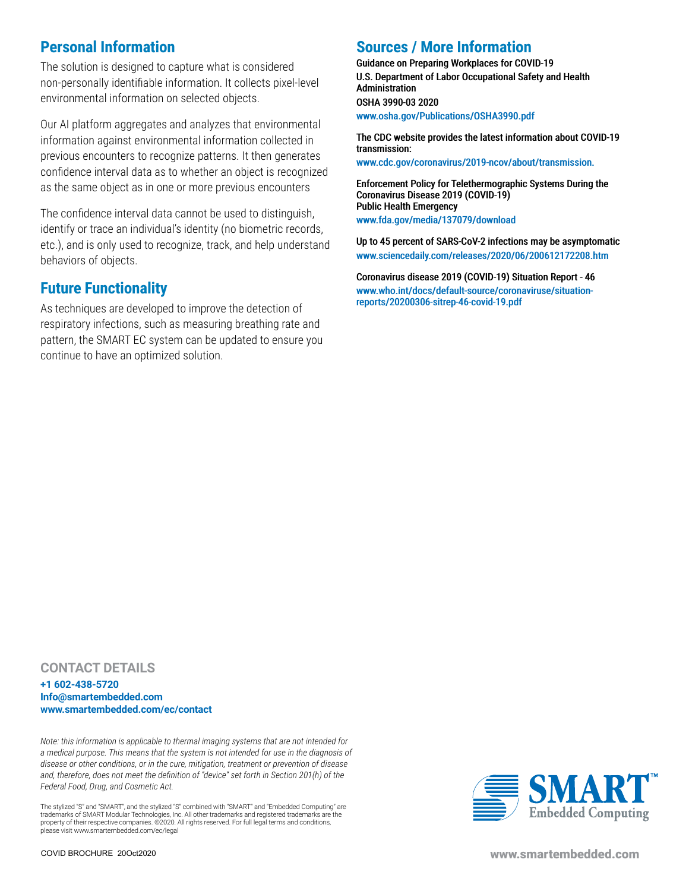## Personal Information

The solution is designed to capture what is considered non-personally identifiable information. It collects pixel-level environmental information on selected objects.

Our AI platform aggregates and analyzes that environmental information against environmental information collected in previous encounters to recognize patterns. It then generates confidence interval data as to whether an object is recognized as the same object as in one or more previous encounters

The confidence interval data cannot be used to distinguish, identify or trace an individual's identity (no biometric records, etc.), and is only used to recognize, track, and help understand behaviors of objects.

## Future Functionality

As techniques are developed to improve the detection of respiratory infections, such as measuring breathing rate and pattern, the SMART EC system can be updated to ensure you continue to have an optimized solution.

## Sources / More Information

**Guidance on Preparing Workplaces for COVID-19**
**U.S. Department of Labor Occupational Safety and Health Administration**
**OSHA 3990-03 2020**
www.osha.gov/Publications/OSHA3990.pdf

**The CDC website provides the latest information about COVID-19 transmission:**
www.cdc.gov/coronavirus/2019-ncov/about/transmission.

**Enforcement Policy for Telethermographic Systems During the Coronavirus Disease 2019 (COVID-19) Public Health Emergency**
www.fda.gov/media/137079/download

**Up to 45 percent of SARS-CoV-2 infections may be asymptomatic**
www.sciencedaily.com/releases/2020/06/200612172208.htm

**Coronavirus disease 2019 (COVID-19) Situation Report - 46**
www.who.int/docs/default-source/coronaviruse/situation-reports/20200306-sitrep-46-covid-19.pdf

**CONTACT DETAILS**

**+1 602-438-5720**
**Info@smartembedded.com**
**www.smartembedded.com/ec/contact**

*Note: this information is applicable to thermal imaging systems that are not intended for a medical purpose. This means that the system is not intended for use in the diagnosis of disease or other conditions, or in the cure, mitigation, treatment or prevention of disease and, therefore, does not meet the definition of "device" set forth in Section 201(h) of the Federal Food, Drug, and Cosmetic Act.*

The stylized "S" and "SMART", and the stylized "S" combined with "SMART" and "Embedded Computing" are trademarks of SMART Modular Technologies, Inc. All other trademarks and registered trademarks are the property of their respective companies. ©2020. All rights reserved. For full legal terms and conditions, please visit www.smartembedded.com/ec/legal

SMART™ Embedded Computing

COVID BROCHURE 20Oct2020

www.smartembedded.com